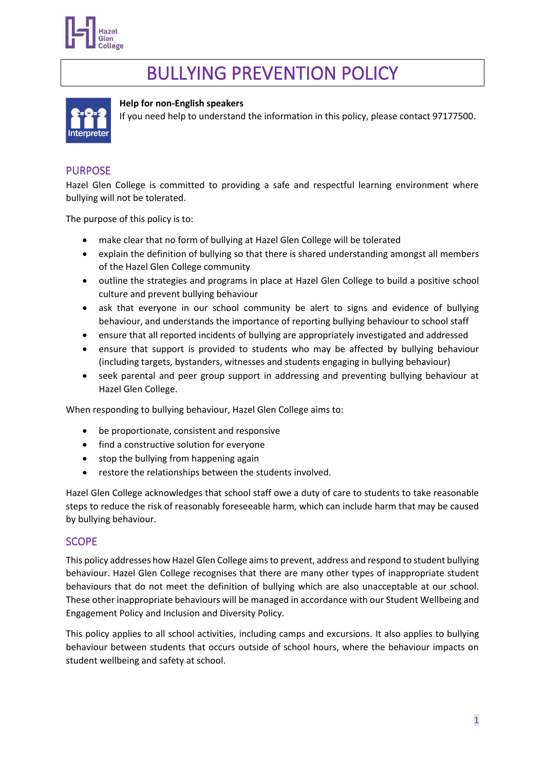# BULLYING PREVENTION POLICY

**Help for non-English speakers**

If you need help to understand the information in this policy, please contact 97177500.

## PURPOSE

Hazel Glen College is committed to providing a safe and respectful learning environment where bullying will not be tolerated.

The purpose of this policy is to:

- make clear that no form of bullying at Hazel Glen College will be tolerated
- explain the definition of bullying so that there is shared understanding amongst all members of the Hazel Glen College community
- outline the strategies and programs in place at Hazel Glen College to build a positive school culture and prevent bullying behaviour
- ask that everyone in our school community be alert to signs and evidence of bullying behaviour, and understands the importance of reporting bullying behaviour to school staff
- ensure that all reported incidents of bullying are appropriately investigated and addressed
- ensure that support is provided to students who may be affected by bullying behaviour (including targets, bystanders, witnesses and students engaging in bullying behaviour)
- seek parental and peer group support in addressing and preventing bullying behaviour at Hazel Glen College.

When responding to bullying behaviour, Hazel Glen College aims to:

- be proportionate, consistent and responsive
- find a constructive solution for everyone
- stop the bullying from happening again
- restore the relationships between the students involved.

Hazel Glen College acknowledges that school staff owe a duty of care to students to take reasonable steps to reduce the risk of reasonably foreseeable harm, which can include harm that may be caused by bullying behaviour.

## SCOPE

This policy addresses how Hazel Glen College aims to prevent, address and respond to student bullying behaviour. Hazel Glen College recognises that there are many other types of inappropriate student behaviours that do not meet the definition of bullying which are also unacceptable at our school. These other inappropriate behaviours will be managed in accordance with our Student Wellbeing and Engagement Policy and Inclusion and Diversity Policy.

This policy applies to all school activities, including camps and excursions. It also applies to bullying behaviour between students that occurs outside of school hours, where the behaviour impacts on student wellbeing and safety at school.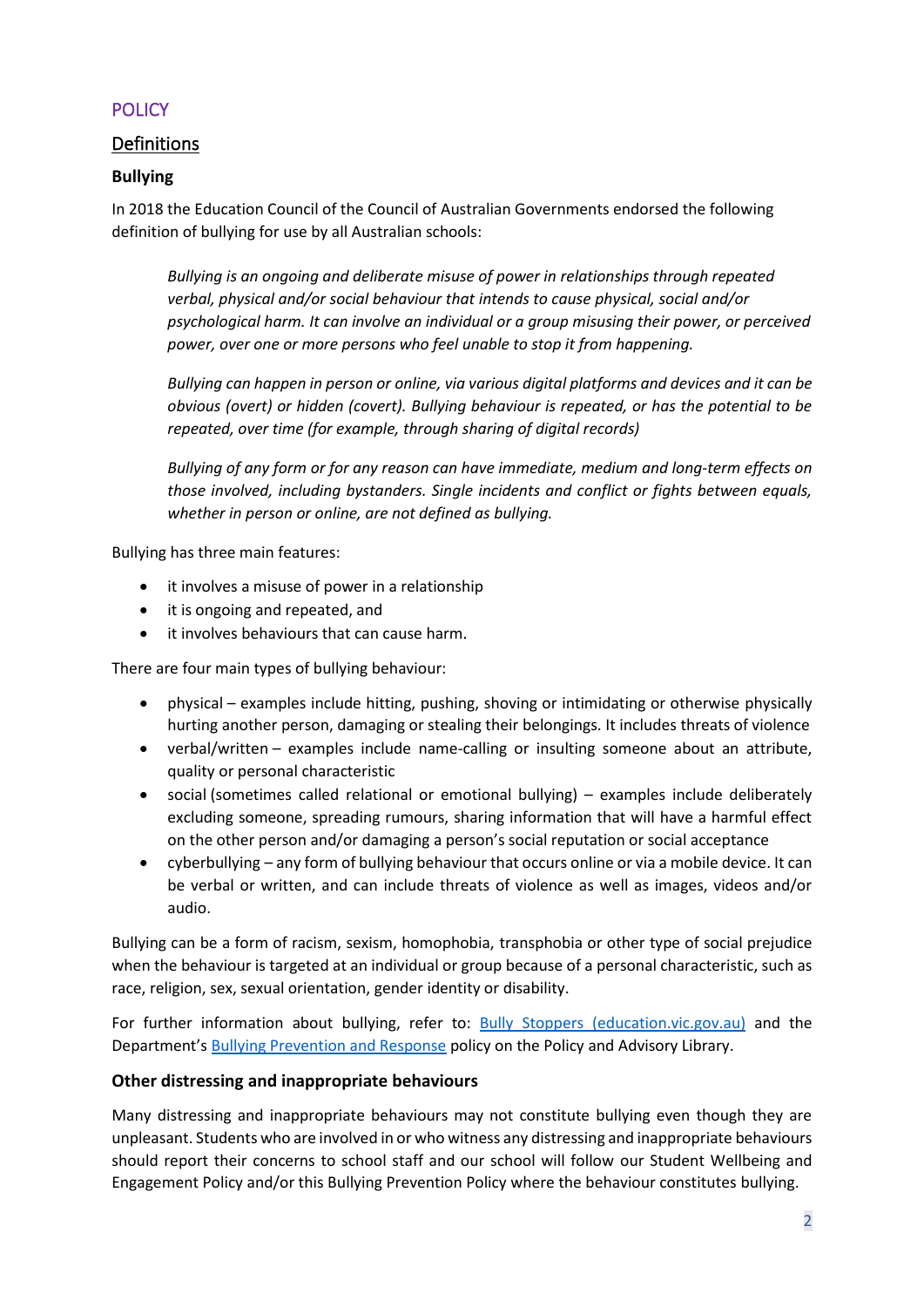# POLICY

## Definitions

### Bullying

In 2018 the Education Council of the Council of Australian Governments endorsed the following definition of bullying for use by all Australian schools:

> *Bullying is an ongoing and deliberate misuse of power in relationships through repeated verbal, physical and/or social behaviour that intends to cause physical, social and/or psychological harm. It can involve an individual or a group misusing their power, or perceived power, over one or more persons who feel unable to stop it from happening.*
>
> *Bullying can happen in person or online, via various digital platforms and devices and it can be obvious (overt) or hidden (covert). Bullying behaviour is repeated, or has the potential to be repeated, over time (for example, through sharing of digital records)*
>
> *Bullying of any form or for any reason can have immediate, medium and long-term effects on those involved, including bystanders. Single incidents and conflict or fights between equals, whether in person or online, are not defined as bullying.*

Bullying has three main features:

- it involves a misuse of power in a relationship
- it is ongoing and repeated, and
- it involves behaviours that can cause harm.

There are four main types of bullying behaviour:

- physical – examples include hitting, pushing, shoving or intimidating or otherwise physically hurting another person, damaging or stealing their belongings. It includes threats of violence
- verbal/written – examples include name-calling or insulting someone about an attribute, quality or personal characteristic
- social (sometimes called relational or emotional bullying) – examples include deliberately excluding someone, spreading rumours, sharing information that will have a harmful effect on the other person and/or damaging a person's social reputation or social acceptance
- cyberbullying – any form of bullying behaviour that occurs online or via a mobile device. It can be verbal or written, and can include threats of violence as well as images, videos and/or audio.

Bullying can be a form of racism, sexism, homophobia, transphobia or other type of social prejudice when the behaviour is targeted at an individual or group because of a personal characteristic, such as race, religion, sex, sexual orientation, gender identity or disability.

For further information about bullying, refer to: [Bully Stoppers (education.vic.gov.au)](education.vic.gov.au) and the Department's [Bullying Prevention and Response](#) policy on the Policy and Advisory Library.

### Other distressing and inappropriate behaviours

Many distressing and inappropriate behaviours may not constitute bullying even though they are unpleasant. Students who are involved in or who witness any distressing and inappropriate behaviours should report their concerns to school staff and our school will follow our Student Wellbeing and Engagement Policy and/or this Bullying Prevention Policy where the behaviour constitutes bullying.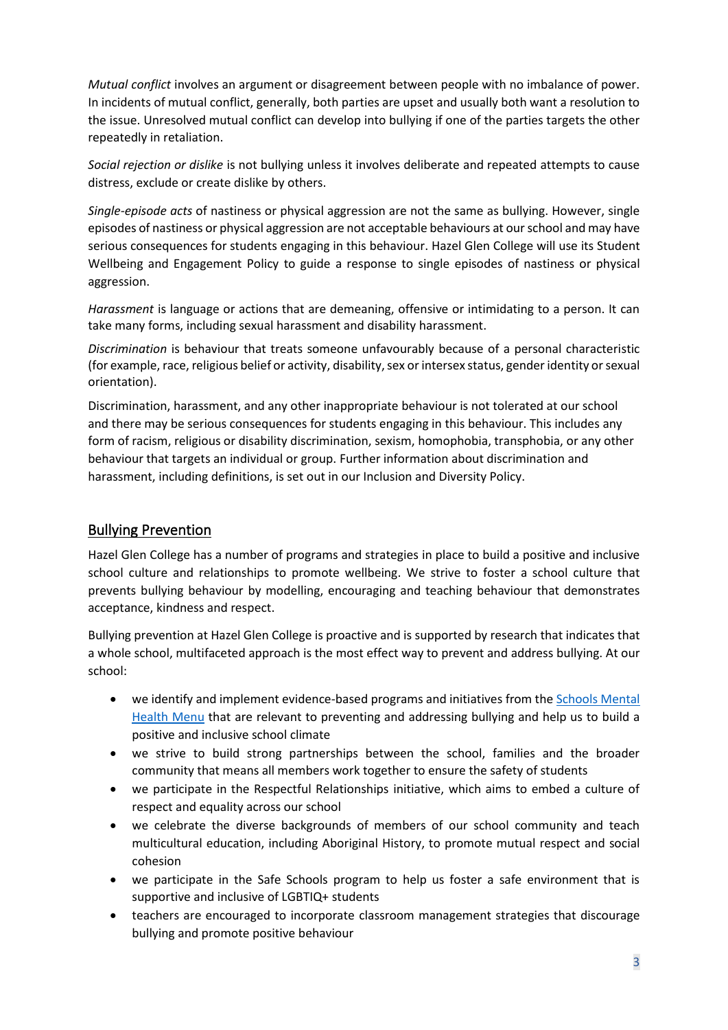*Mutual conflict* involves an argument or disagreement between people with no imbalance of power. In incidents of mutual conflict, generally, both parties are upset and usually both want a resolution to the issue. Unresolved mutual conflict can develop into bullying if one of the parties targets the other repeatedly in retaliation.

*Social rejection or dislike* is not bullying unless it involves deliberate and repeated attempts to cause distress, exclude or create dislike by others.

*Single-episode acts* of nastiness or physical aggression are not the same as bullying. However, single episodes of nastiness or physical aggression are not acceptable behaviours at our school and may have serious consequences for students engaging in this behaviour. Hazel Glen College will use its Student Wellbeing and Engagement Policy to guide a response to single episodes of nastiness or physical aggression.

*Harassment* is language or actions that are demeaning, offensive or intimidating to a person. It can take many forms, including sexual harassment and disability harassment.

*Discrimination* is behaviour that treats someone unfavourably because of a personal characteristic (for example, race, religious belief or activity, disability, sex or intersex status, gender identity or sexual orientation).

Discrimination, harassment, and any other inappropriate behaviour is not tolerated at our school and there may be serious consequences for students engaging in this behaviour. This includes any form of racism, religious or disability discrimination, sexism, homophobia, transphobia, or any other behaviour that targets an individual or group. Further information about discrimination and harassment, including definitions, is set out in our Inclusion and Diversity Policy.

## Bullying Prevention

Hazel Glen College has a number of programs and strategies in place to build a positive and inclusive school culture and relationships to promote wellbeing. We strive to foster a school culture that prevents bullying behaviour by modelling, encouraging and teaching behaviour that demonstrates acceptance, kindness and respect.

Bullying prevention at Hazel Glen College is proactive and is supported by research that indicates that a whole school, multifaceted approach is the most effect way to prevent and address bullying. At our school:

- we identify and implement evidence-based programs and initiatives from the Schools Mental Health Menu that are relevant to preventing and addressing bullying and help us to build a positive and inclusive school climate
- we strive to build strong partnerships between the school, families and the broader community that means all members work together to ensure the safety of students
- we participate in the Respectful Relationships initiative, which aims to embed a culture of respect and equality across our school
- we celebrate the diverse backgrounds of members of our school community and teach multicultural education, including Aboriginal History, to promote mutual respect and social cohesion
- we participate in the Safe Schools program to help us foster a safe environment that is supportive and inclusive of LGBTIQ+ students
- teachers are encouraged to incorporate classroom management strategies that discourage bullying and promote positive behaviour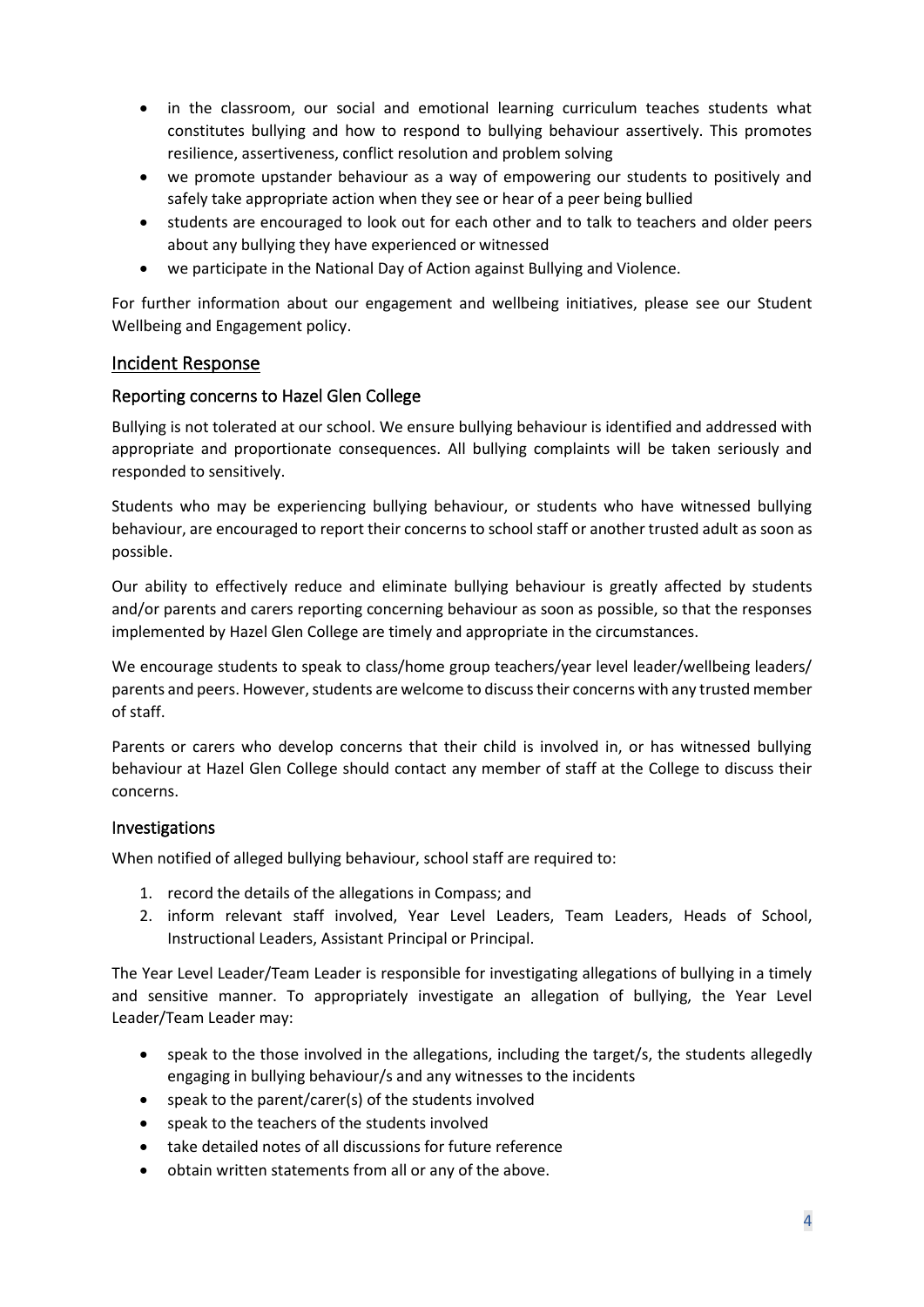- in the classroom, our social and emotional learning curriculum teaches students what constitutes bullying and how to respond to bullying behaviour assertively. This promotes resilience, assertiveness, conflict resolution and problem solving
- we promote upstander behaviour as a way of empowering our students to positively and safely take appropriate action when they see or hear of a peer being bullied
- students are encouraged to look out for each other and to talk to teachers and older peers about any bullying they have experienced or witnessed
- we participate in the National Day of Action against Bullying and Violence.

For further information about our engagement and wellbeing initiatives, please see our Student Wellbeing and Engagement policy.

## Incident Response

### Reporting concerns to Hazel Glen College

Bullying is not tolerated at our school. We ensure bullying behaviour is identified and addressed with appropriate and proportionate consequences. All bullying complaints will be taken seriously and responded to sensitively.

Students who may be experiencing bullying behaviour, or students who have witnessed bullying behaviour, are encouraged to report their concerns to school staff or another trusted adult as soon as possible.

Our ability to effectively reduce and eliminate bullying behaviour is greatly affected by students and/or parents and carers reporting concerning behaviour as soon as possible, so that the responses implemented by Hazel Glen College are timely and appropriate in the circumstances.

We encourage students to speak to class/home group teachers/year level leader/wellbeing leaders/ parents and peers. However, students are welcome to discuss their concerns with any trusted member of staff.

Parents or carers who develop concerns that their child is involved in, or has witnessed bullying behaviour at Hazel Glen College should contact any member of staff at the College to discuss their concerns.

### Investigations

When notified of alleged bullying behaviour, school staff are required to:

1. record the details of the allegations in Compass; and
2. inform relevant staff involved, Year Level Leaders, Team Leaders, Heads of School, Instructional Leaders, Assistant Principal or Principal.

The Year Level Leader/Team Leader is responsible for investigating allegations of bullying in a timely and sensitive manner. To appropriately investigate an allegation of bullying, the Year Level Leader/Team Leader may:

- speak to the those involved in the allegations, including the target/s, the students allegedly engaging in bullying behaviour/s and any witnesses to the incidents
- speak to the parent/carer(s) of the students involved
- speak to the teachers of the students involved
- take detailed notes of all discussions for future reference
- obtain written statements from all or any of the above.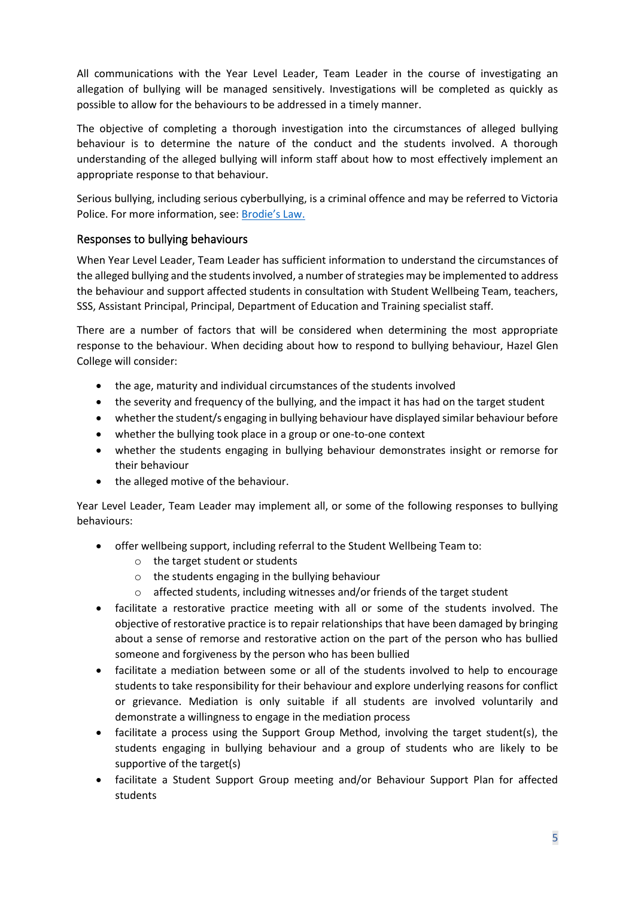All communications with the Year Level Leader, Team Leader in the course of investigating an allegation of bullying will be managed sensitively. Investigations will be completed as quickly as possible to allow for the behaviours to be addressed in a timely manner.

The objective of completing a thorough investigation into the circumstances of alleged bullying behaviour is to determine the nature of the conduct and the students involved. A thorough understanding of the alleged bullying will inform staff about how to most effectively implement an appropriate response to that behaviour.

Serious bullying, including serious cyberbullying, is a criminal offence and may be referred to Victoria Police. For more information, see: [Brodie's Law.](#)

## Responses to bullying behaviours

When Year Level Leader, Team Leader has sufficient information to understand the circumstances of the alleged bullying and the students involved, a number of strategies may be implemented to address the behaviour and support affected students in consultation with Student Wellbeing Team, teachers, SSS, Assistant Principal, Principal, Department of Education and Training specialist staff.

There are a number of factors that will be considered when determining the most appropriate response to the behaviour. When deciding about how to respond to bullying behaviour, Hazel Glen College will consider:

- the age, maturity and individual circumstances of the students involved
- the severity and frequency of the bullying, and the impact it has had on the target student
- whether the student/s engaging in bullying behaviour have displayed similar behaviour before
- whether the bullying took place in a group or one-to-one context
- whether the students engaging in bullying behaviour demonstrates insight or remorse for their behaviour
- the alleged motive of the behaviour.

Year Level Leader, Team Leader may implement all, or some of the following responses to bullying behaviours:

- offer wellbeing support, including referral to the Student Wellbeing Team to:
  - the target student or students
  - the students engaging in the bullying behaviour
  - affected students, including witnesses and/or friends of the target student
- facilitate a restorative practice meeting with all or some of the students involved. The objective of restorative practice is to repair relationships that have been damaged by bringing about a sense of remorse and restorative action on the part of the person who has bullied someone and forgiveness by the person who has been bullied
- facilitate a mediation between some or all of the students involved to help to encourage students to take responsibility for their behaviour and explore underlying reasons for conflict or grievance. Mediation is only suitable if all students are involved voluntarily and demonstrate a willingness to engage in the mediation process
- facilitate a process using the Support Group Method, involving the target student(s), the students engaging in bullying behaviour and a group of students who are likely to be supportive of the target(s)
- facilitate a Student Support Group meeting and/or Behaviour Support Plan for affected students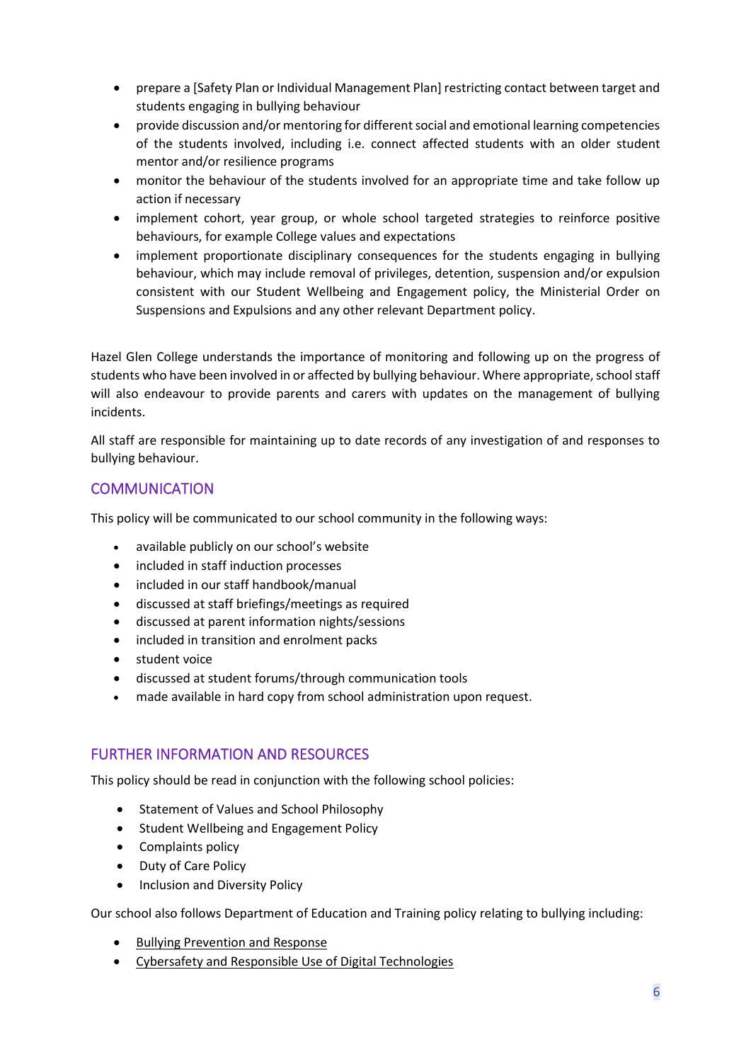- prepare a [Safety Plan or Individual Management Plan] restricting contact between target and students engaging in bullying behaviour
- provide discussion and/or mentoring for different social and emotional learning competencies of the students involved, including i.e. connect affected students with an older student mentor and/or resilience programs
- monitor the behaviour of the students involved for an appropriate time and take follow up action if necessary
- implement cohort, year group, or whole school targeted strategies to reinforce positive behaviours, for example College values and expectations
- implement proportionate disciplinary consequences for the students engaging in bullying behaviour, which may include removal of privileges, detention, suspension and/or expulsion consistent with our Student Wellbeing and Engagement policy, the Ministerial Order on Suspensions and Expulsions and any other relevant Department policy.

Hazel Glen College understands the importance of monitoring and following up on the progress of students who have been involved in or affected by bullying behaviour. Where appropriate, school staff will also endeavour to provide parents and carers with updates on the management of bullying incidents.

All staff are responsible for maintaining up to date records of any investigation of and responses to bullying behaviour.

## COMMUNICATION

This policy will be communicated to our school community in the following ways:

- available publicly on our school's website
- included in staff induction processes
- included in our staff handbook/manual
- discussed at staff briefings/meetings as required
- discussed at parent information nights/sessions
- included in transition and enrolment packs
- student voice
- discussed at student forums/through communication tools
- made available in hard copy from school administration upon request.

## FURTHER INFORMATION AND RESOURCES

This policy should be read in conjunction with the following school policies:

- Statement of Values and School Philosophy
- Student Wellbeing and Engagement Policy
- Complaints policy
- Duty of Care Policy
- Inclusion and Diversity Policy

Our school also follows Department of Education and Training policy relating to bullying including:

- Bullying Prevention and Response
- Cybersafety and Responsible Use of Digital Technologies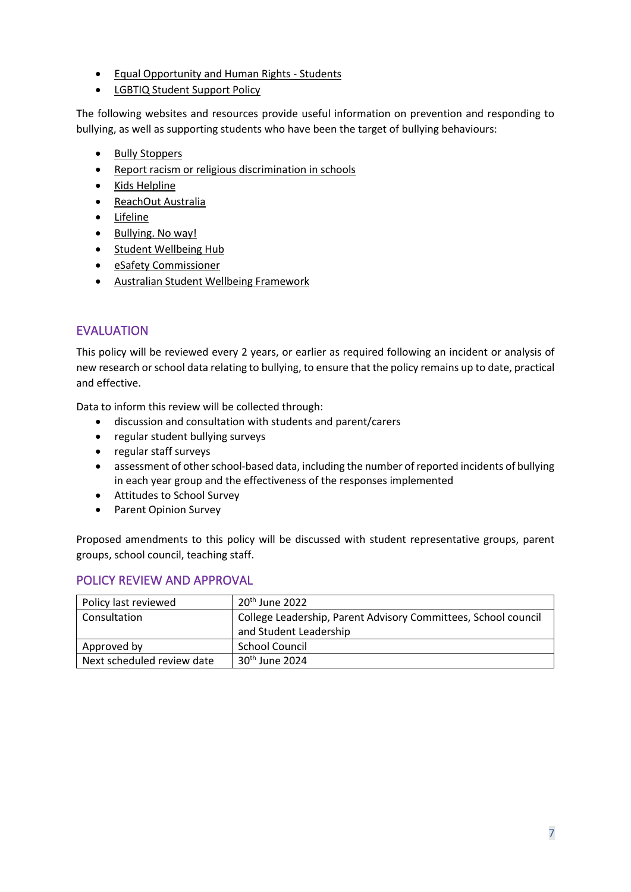- Equal Opportunity and Human Rights - Students
- LGBTIQ Student Support Policy

The following websites and resources provide useful information on prevention and responding to bullying, as well as supporting students who have been the target of bullying behaviours:

- Bully Stoppers
- Report racism or religious discrimination in schools
- Kids Helpline
- ReachOut Australia
- Lifeline
- Bullying. No way!
- Student Wellbeing Hub
- eSafety Commissioner
- Australian Student Wellbeing Framework

## EVALUATION

This policy will be reviewed every 2 years, or earlier as required following an incident or analysis of new research or school data relating to bullying, to ensure that the policy remains up to date, practical and effective.

Data to inform this review will be collected through:

- discussion and consultation with students and parent/carers
- regular student bullying surveys
- regular staff surveys
- assessment of other school-based data, including the number of reported incidents of bullying in each year group and the effectiveness of the responses implemented
- Attitudes to School Survey
- Parent Opinion Survey

Proposed amendments to this policy will be discussed with student representative groups, parent groups, school council, teaching staff.

## POLICY REVIEW AND APPROVAL

| | |
|---|---|
| Policy last reviewed | 20th June 2022 |
| Consultation | College Leadership, Parent Advisory Committees, School council and Student Leadership |
| Approved by | School Council |
| Next scheduled review date | 30th June 2024 |